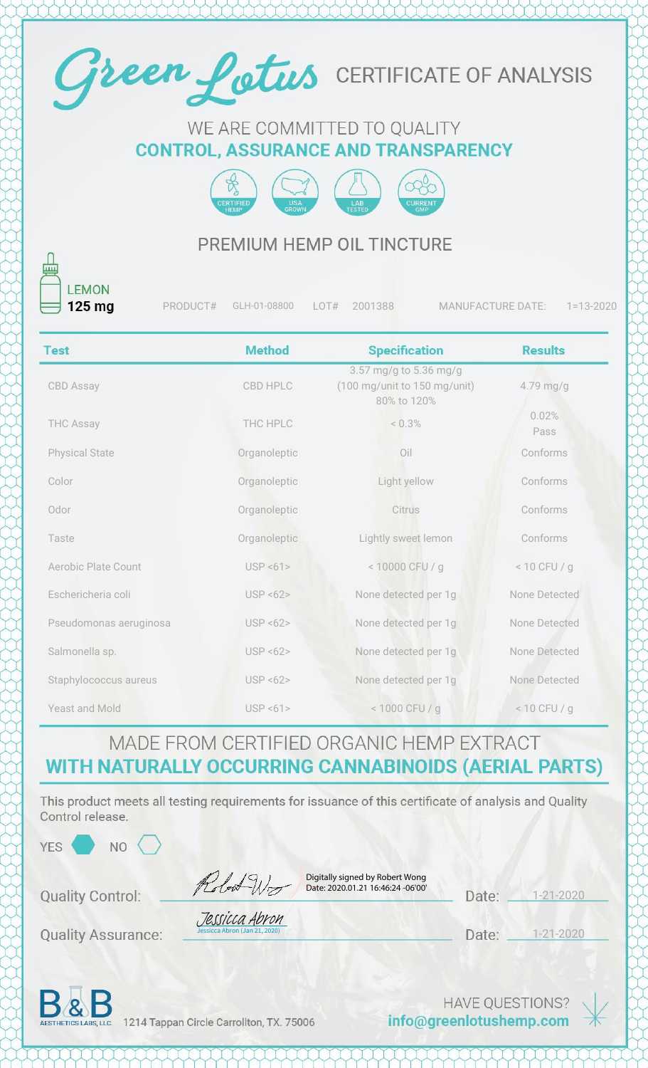# Green Lotus CERTIFICATE OF ANALYSIS

WE ARE COMMITTED TO QUALITY
**CONTROL, ASSURANCE AND TRANSPARENCY**

CERTIFIED HEMP | USA GROWN | LAB TESTED | CURRENT GMP

## PREMIUM HEMP OIL TINCTURE

LEMON
**125 mg**

PRODUCT# GLH-01-08800 LOT# 2001388 MANUFACTURE DATE: 1=13-2020

| Test | Method | Specification | Results |
|---|---|---|---|
| CBD Assay | CBD HPLC | 3.57 mg/g to 5.36 mg/g (100 mg/unit to 150 mg/unit) 80% to 120% | 4.79 mg/g |
| THC Assay | THC HPLC | < 0.3% | 0.02% Pass |
| Physical State | Organoleptic | Oil | Conforms |
| Color | Organoleptic | Light yellow | Conforms |
| Odor | Organoleptic | Citrus | Conforms |
| Taste | Organoleptic | Lightly sweet lemon | Conforms |
| Aerobic Plate Count | USP <61> | < 10000 CFU / g | < 10 CFU / g |
| Eschericheria coli | USP <62> | None detected per 1g | None Detected |
| Pseudomonas aeruginosa | USP <62> | None detected per 1g | None Detected |
| Salmonella sp. | USP <62> | None detected per 1g | None Detected |
| Staphylococcus aureus | USP <62> | None detected per 1g | None Detected |
| Yeast and Mold | USP <61> | < 1000 CFU / g | < 10 CFU / g |

MADE FROM CERTIFIED ORGANIC HEMP EXTRACT
**WITH NATURALLY OCCURRING CANNABINOIDS (AERIAL PARTS)**

This product meets all testing requirements for issuance of this certificate of analysis and Quality Control release.

YES ⬢ NO ⬡

Quality Control: Digitally signed by Robert Wong Date: 2020.01.21 16:46:24 -06'00' Date: 1-21-2020

Quality Assurance: Jessica Abron (Jan 21, 2020) Date: 1-21-2020

B&B AESTHETICS LABS, LLC. 1214 Tappan Circle Carrollton, TX. 75006

HAVE QUESTIONS?
**info@greenlotushemp.com**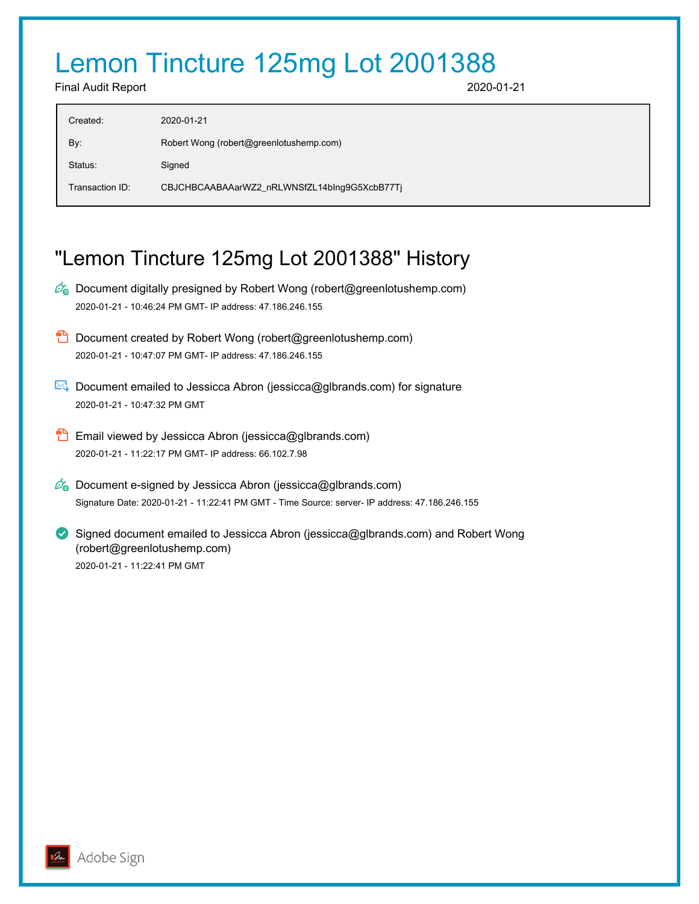# Lemon Tincture 125mg Lot 2001388

Final Audit Report 2020-01-21

| | |
|---|---|
| Created: | 2020-01-21 |
| By: | Robert Wong (robert@greenlotushemp.com) |
| Status: | Signed |
| Transaction ID: | CBJCHBCAABAAarWZ2_nRLWNSfZL14bIng9G5XcbB77Tj |

## "Lemon Tincture 125mg Lot 2001388" History

- Document digitally presigned by Robert Wong (robert@greenlotushemp.com)
  2020-01-21 - 10:46:24 PM GMT- IP address: 47.186.246.155

- Document created by Robert Wong (robert@greenlotushemp.com)
  2020-01-21 - 10:47:07 PM GMT- IP address: 47.186.246.155

- Document emailed to Jessicca Abron (jessicca@glbrands.com) for signature
  2020-01-21 - 10:47:32 PM GMT

- Email viewed by Jessicca Abron (jessicca@glbrands.com)
  2020-01-21 - 11:22:17 PM GMT- IP address: 66.102.7.98

- Document e-signed by Jessicca Abron (jessicca@glbrands.com)
  Signature Date: 2020-01-21 - 11:22:41 PM GMT - Time Source: server- IP address: 47.186.246.155

- Signed document emailed to Jessicca Abron (jessicca@glbrands.com) and Robert Wong (robert@greenlotushemp.com)
  2020-01-21 - 11:22:41 PM GMT

Adobe Sign